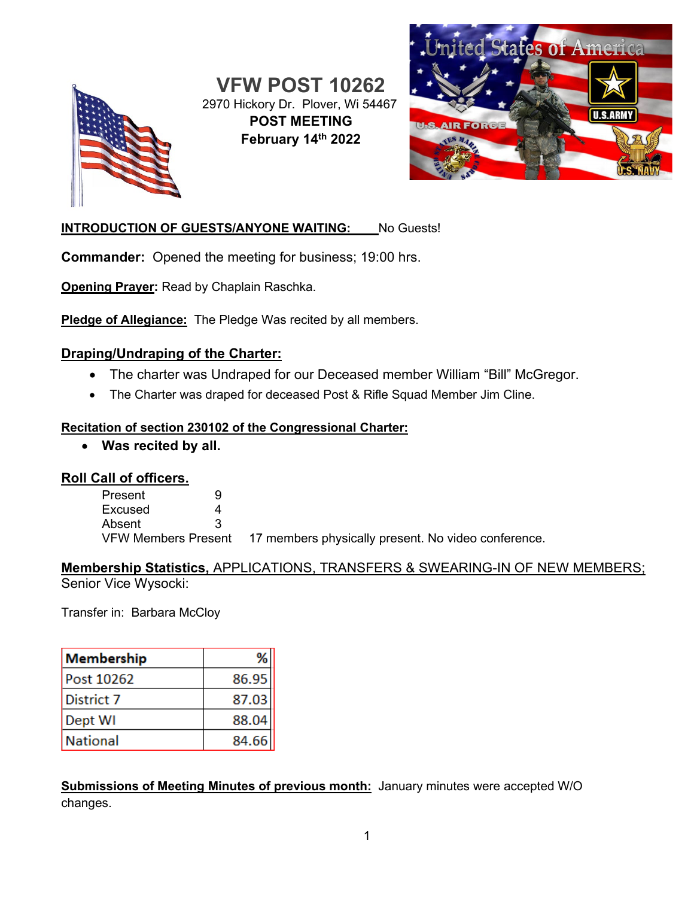# VFW POST 10262

2970 Hickory Dr. Plover, Wi 54467

**POST MEETING**

**February 14th 2022**

**INTRODUCTION OF GUESTS/ANYONE WAITING:** No Guests!

**Commander:** Opened the meeting for business; 19:00 hrs.

**Opening Prayer:** Read by Chaplain Raschka.

**Pledge of Allegiance:** The Pledge Was recited by all members.

## Draping/Undraping of the Charter:

- The charter was Undraped for our Deceased member William "Bill" McGregor.
- The Charter was draped for deceased Post & Rifle Squad Member Jim Cline.

**Recitation of section 230102 of the Congressional Charter:**

- **Was recited by all.**

## Roll Call of officers.

| | |
|---|---|
| Present | 9 |
| Excused | 4 |
| Absent | 3 |
| VFW Members Present | 17 members physically present. No video conference. |

**Membership Statistics,** APPLICATIONS, TRANSFERS & SWEARING-IN OF NEW MEMBERS; Senior Vice Wysocki:

Transfer in: Barbara McCloy

| Membership | % |
|---|---|
| Post 10262 | 86.95 |
| District 7 | 87.03 |
| Dept WI | 88.04 |
| National | 84.66 |

**Submissions of Meeting Minutes of previous month:** January minutes were accepted W/O changes.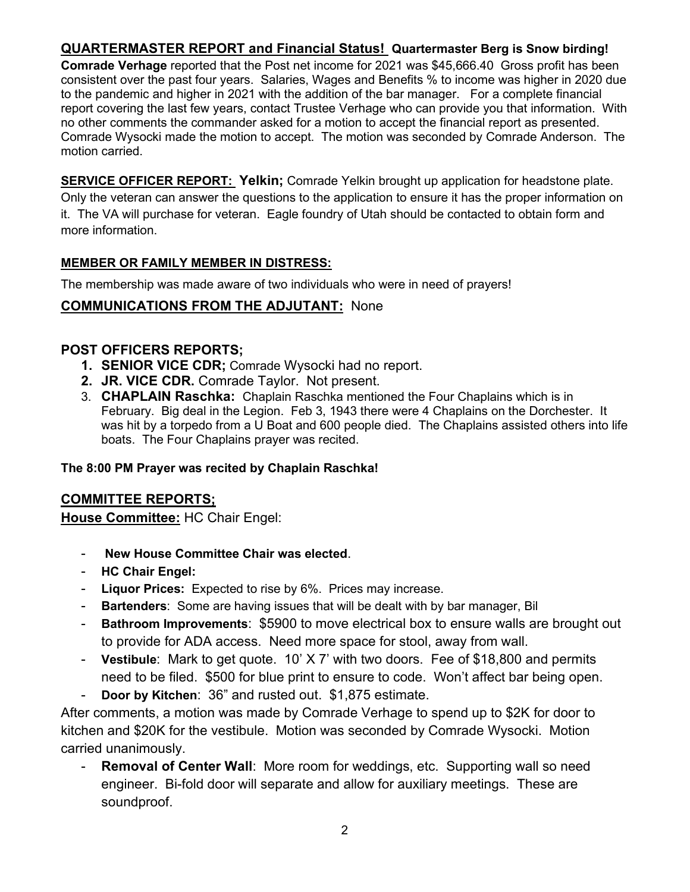## **QUARTERMASTER REPORT and Financial Status!** Quartermaster Berg is Snow birding!

**Comrade Verhage** reported that the Post net income for 2021 was $45,666.40 Gross profit has been consistent over the past four years. Salaries, Wages and Benefits % to income was higher in 2020 due to the pandemic and higher in 2021 with the addition of the bar manager. For a complete financial report covering the last few years, contact Trustee Verhage who can provide you that information. With no other comments the commander asked for a motion to accept the financial report as presented. Comrade Wysocki made the motion to accept. The motion was seconded by Comrade Anderson. The motion carried.

**SERVICE OFFICER REPORT: Yelkin;** Comrade Yelkin brought up application for headstone plate. Only the veteran can answer the questions to the application to ensure it has the proper information on it. The VA will purchase for veteran. Eagle foundry of Utah should be contacted to obtain form and more information.

**MEMBER OR FAMILY MEMBER IN DISTRESS:**

The membership was made aware of two individuals who were in need of prayers!

## **COMMUNICATIONS FROM THE ADJUTANT:** None

## **POST OFFICERS REPORTS;**

1. **SENIOR VICE CDR;** Comrade Wysocki had no report.
2. **JR. VICE CDR.** Comrade Taylor. Not present.
3. **CHAPLAIN Raschka:** Chaplain Raschka mentioned the Four Chaplains which is in February. Big deal in the Legion. Feb 3, 1943 there were 4 Chaplains on the Dorchester. It was hit by a torpedo from a U Boat and 600 people died. The Chaplains assisted others into life boats. The Four Chaplains prayer was recited.

**The 8:00 PM Prayer was recited by Chaplain Raschka!**

## **COMMITTEE REPORTS;**

**House Committee:** HC Chair Engel:

- **New House Committee Chair was elected**.
- **HC Chair Engel:**
- **Liquor Prices:** Expected to rise by 6%. Prices may increase.
- **Bartenders**: Some are having issues that will be dealt with by bar manager, Bil
- **Bathroom Improvements**: $5900 to move electrical box to ensure walls are brought out to provide for ADA access. Need more space for stool, away from wall.
- **Vestibule**: Mark to get quote. 10' X 7' with two doors. Fee of $18,800 and permits need to be filed. $500 for blue print to ensure to code. Won't affect bar being open.
- **Door by Kitchen**: 36" and rusted out. $1,875 estimate.

After comments, a motion was made by Comrade Verhage to spend up to $2K for door to kitchen and $20K for the vestibule. Motion was seconded by Comrade Wysocki. Motion carried unanimously.

- **Removal of Center Wall**: More room for weddings, etc. Supporting wall so need engineer. Bi-fold door will separate and allow for auxiliary meetings. These are soundproof.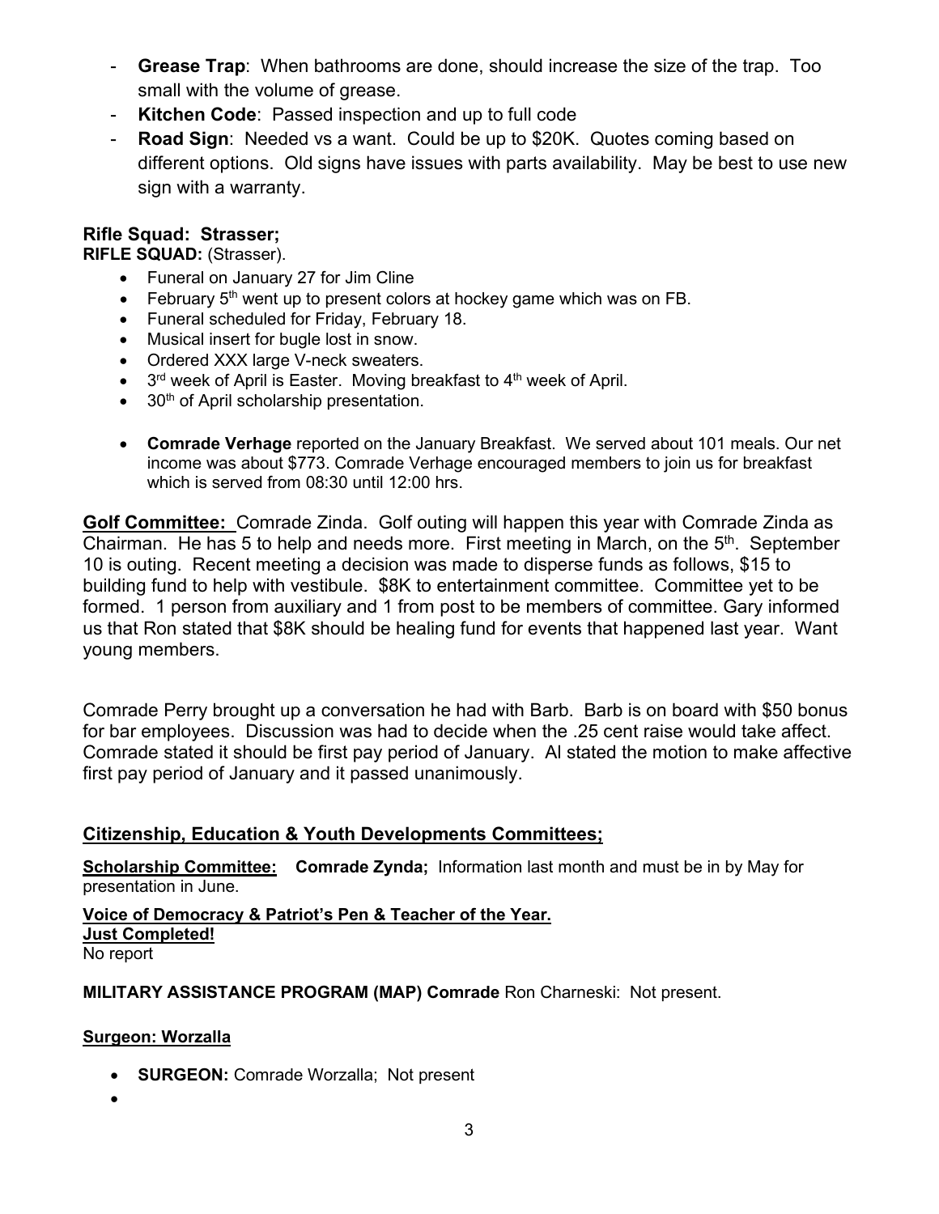- **Grease Trap**: When bathrooms are done, should increase the size of the trap. Too small with the volume of grease.
- **Kitchen Code**: Passed inspection and up to full code
- **Road Sign**: Needed vs a want. Could be up to $20K. Quotes coming based on different options. Old signs have issues with parts availability. May be best to use new sign with a warranty.

**Rifle Squad: Strasser;**
**RIFLE SQUAD:** (Strasser).

- Funeral on January 27 for Jim Cline
- February 5th went up to present colors at hockey game which was on FB.
- Funeral scheduled for Friday, February 18.
- Musical insert for bugle lost in snow.
- Ordered XXX large V-neck sweaters.
- 3rd week of April is Easter. Moving breakfast to 4th week of April.
- 30th of April scholarship presentation.

- **Comrade Verhage** reported on the January Breakfast. We served about 101 meals. Our net income was about $773. Comrade Verhage encouraged members to join us for breakfast which is served from 08:30 until 12:00 hrs.

**Golf Committee:** Comrade Zinda. Golf outing will happen this year with Comrade Zinda as Chairman. He has 5 to help and needs more. First meeting in March, on the 5th. September 10 is outing. Recent meeting a decision was made to disperse funds as follows, $15 to building fund to help with vestibule. $8K to entertainment committee. Committee yet to be formed. 1 person from auxiliary and 1 from post to be members of committee. Gary informed us that Ron stated that $8K should be healing fund for events that happened last year. Want young members.

Comrade Perry brought up a conversation he had with Barb. Barb is on board with $50 bonus for bar employees. Discussion was had to decide when the .25 cent raise would take affect. Comrade stated it should be first pay period of January. Al stated the motion to make affective first pay period of January and it passed unanimously.

**Citizenship, Education & Youth Developments Committees;**

**Scholarship Committee:** **Comrade Zynda;** Information last month and must be in by May for presentation in June.

**Voice of Democracy & Patriot's Pen & Teacher of the Year.**
**Just Completed!**
No report

**MILITARY ASSISTANCE PROGRAM (MAP) Comrade** Ron Charneski: Not present.

**Surgeon: Worzalla**

- **SURGEON:** Comrade Worzalla; Not present
-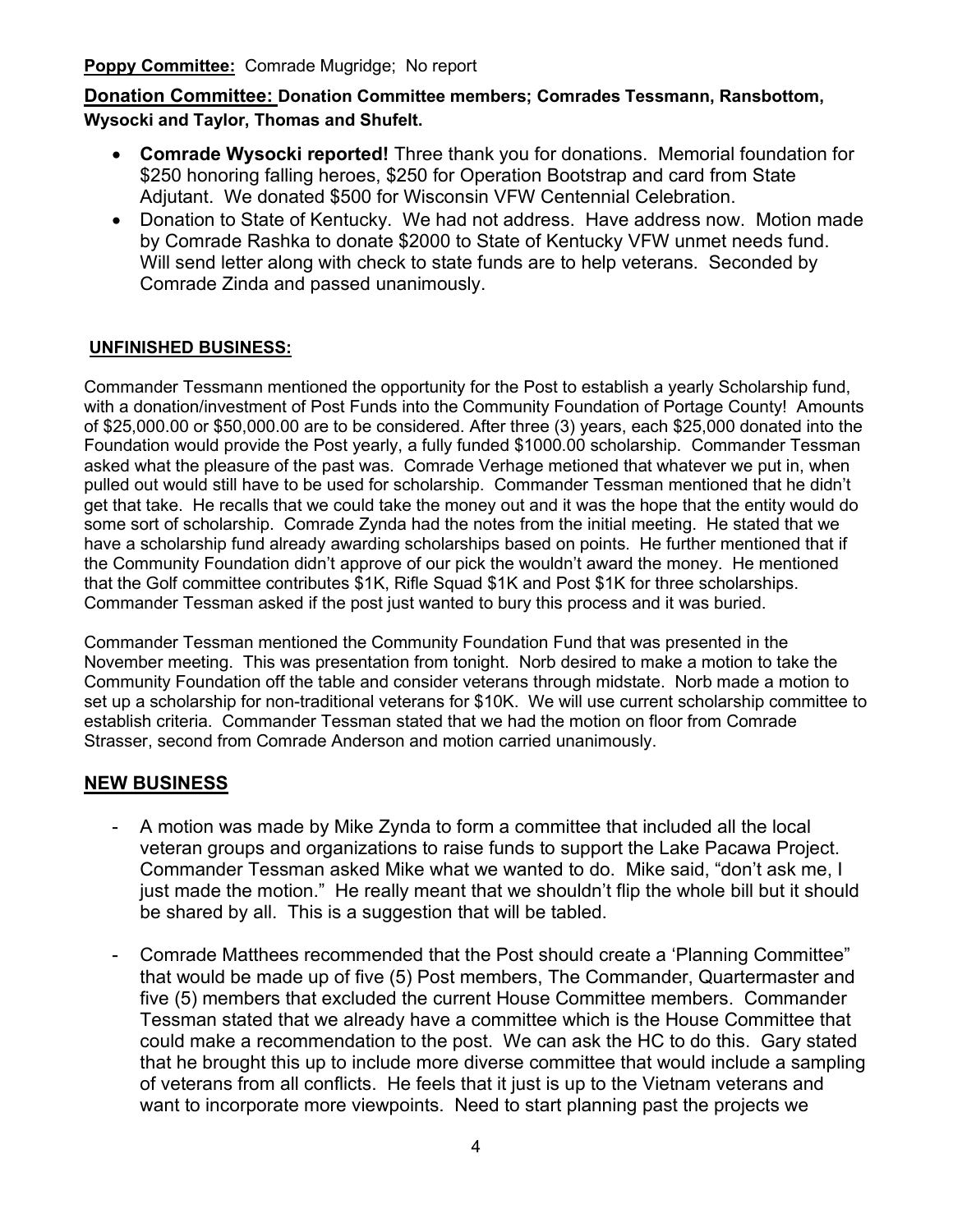**Poppy Committee:** Comrade Mugridge; No report

**Donation Committee: Donation Committee members; Comrades Tessmann, Ransbottom, Wysocki and Taylor, Thomas and Shufelt.**

- **Comrade Wysocki reported!** Three thank you for donations. Memorial foundation for $250 honoring falling heroes, $250 for Operation Bootstrap and card from State Adjutant. We donated $500 for Wisconsin VFW Centennial Celebration.
- Donation to State of Kentucky. We had not address. Have address now. Motion made by Comrade Rashka to donate $2000 to State of Kentucky VFW unmet needs fund. Will send letter along with check to state funds are to help veterans. Seconded by Comrade Zinda and passed unanimously.

**UNFINISHED BUSINESS:**

Commander Tessmann mentioned the opportunity for the Post to establish a yearly Scholarship fund, with a donation/investment of Post Funds into the Community Foundation of Portage County! Amounts of $25,000.00 or $50,000.00 are to be considered. After three (3) years, each $25,000 donated into the Foundation would provide the Post yearly, a fully funded $1000.00 scholarship. Commander Tessman asked what the pleasure of the past was. Comrade Verhage metioned that whatever we put in, when pulled out would still have to be used for scholarship. Commander Tessman mentioned that he didn't get that take. He recalls that we could take the money out and it was the hope that the entity would do some sort of scholarship. Comrade Zynda had the notes from the initial meeting. He stated that we have a scholarship fund already awarding scholarships based on points. He further mentioned that if the Community Foundation didn't approve of our pick the wouldn't award the money. He mentioned that the Golf committee contributes $1K, Rifle Squad $1K and Post $1K for three scholarships. Commander Tessman asked if the post just wanted to bury this process and it was buried.

Commander Tessman mentioned the Community Foundation Fund that was presented in the November meeting. This was presentation from tonight. Norb desired to make a motion to take the Community Foundation off the table and consider veterans through midstate. Norb made a motion to set up a scholarship for non-traditional veterans for $10K. We will use current scholarship committee to establish criteria. Commander Tessman stated that we had the motion on floor from Comrade Strasser, second from Comrade Anderson and motion carried unanimously.

**NEW BUSINESS**

- A motion was made by Mike Zynda to form a committee that included all the local veteran groups and organizations to raise funds to support the Lake Pacawa Project. Commander Tessman asked Mike what we wanted to do. Mike said, "don't ask me, I just made the motion." He really meant that we shouldn't flip the whole bill but it should be shared by all. This is a suggestion that will be tabled.
- Comrade Matthees recommended that the Post should create a 'Planning Committee" that would be made up of five (5) Post members, The Commander, Quartermaster and five (5) members that excluded the current House Committee members. Commander Tessman stated that we already have a committee which is the House Committee that could make a recommendation to the post. We can ask the HC to do this. Gary stated that he brought this up to include more diverse committee that would include a sampling of veterans from all conflicts. He feels that it just is up to the Vietnam veterans and want to incorporate more viewpoints. Need to start planning past the projects we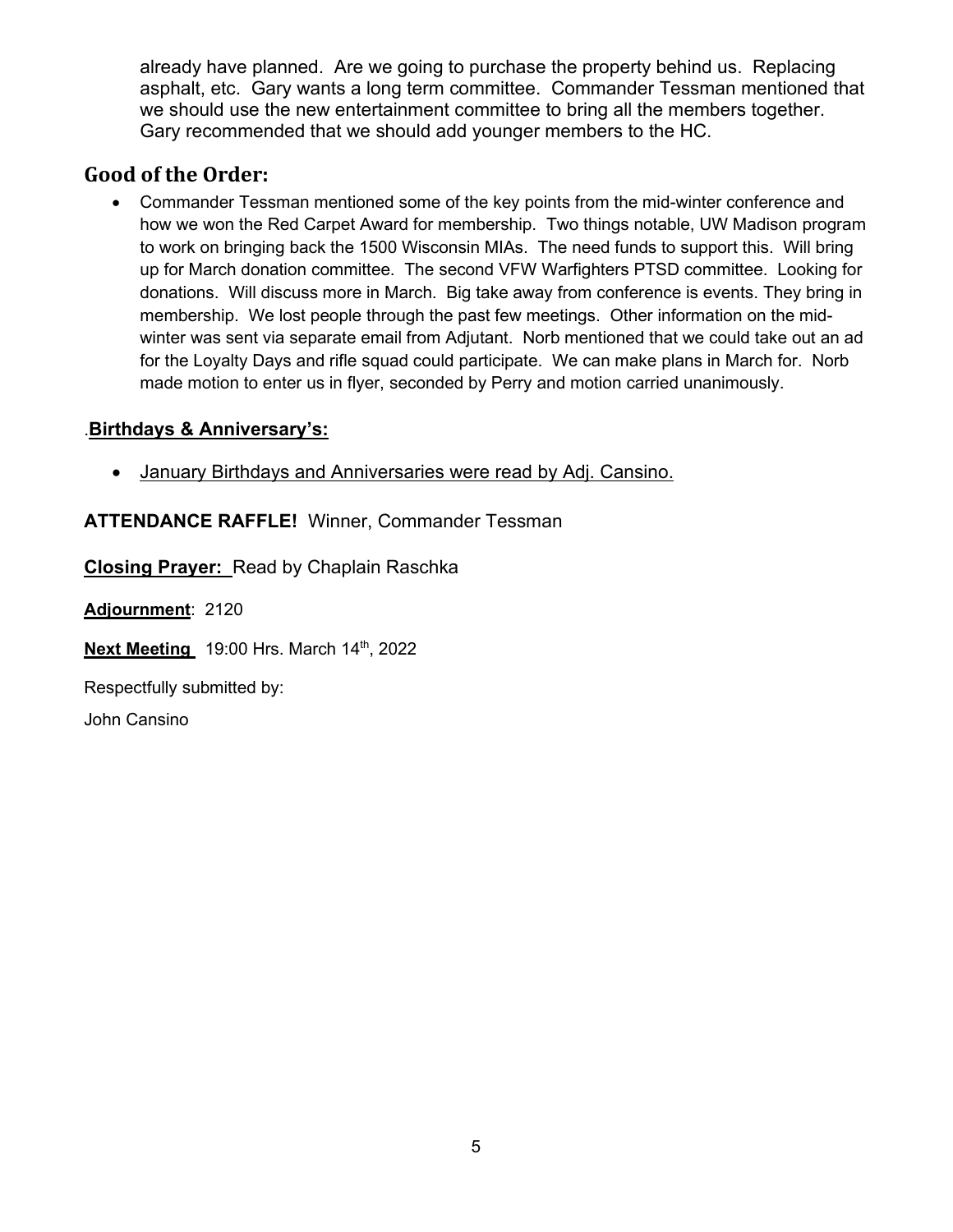already have planned. Are we going to purchase the property behind us. Replacing asphalt, etc. Gary wants a long term committee. Commander Tessman mentioned that we should use the new entertainment committee to bring all the members together. Gary recommended that we should add younger members to the HC.

## Good of the Order:

- Commander Tessman mentioned some of the key points from the mid-winter conference and how we won the Red Carpet Award for membership. Two things notable, UW Madison program to work on bringing back the 1500 Wisconsin MIAs. The need funds to support this. Will bring up for March donation committee. The second VFW Warfighters PTSD committee. Looking for donations. Will discuss more in March. Big take away from conference is events. They bring in membership. We lost people through the past few meetings. Other information on the mid-winter was sent via separate email from Adjutant. Norb mentioned that we could take out an ad for the Loyalty Days and rifle squad could participate. We can make plans in March for. Norb made motion to enter us in flyer, seconded by Perry and motion carried unanimously.

.**Birthdays & Anniversary's:**

- January Birthdays and Anniversaries were read by Adj. Cansino.

**ATTENDANCE RAFFLE!** Winner, Commander Tessman

**Closing Prayer:** Read by Chaplain Raschka

**Adjournment**: 2120

**Next Meeting** 19:00 Hrs. March 14th, 2022

Respectfully submitted by:

John Cansino